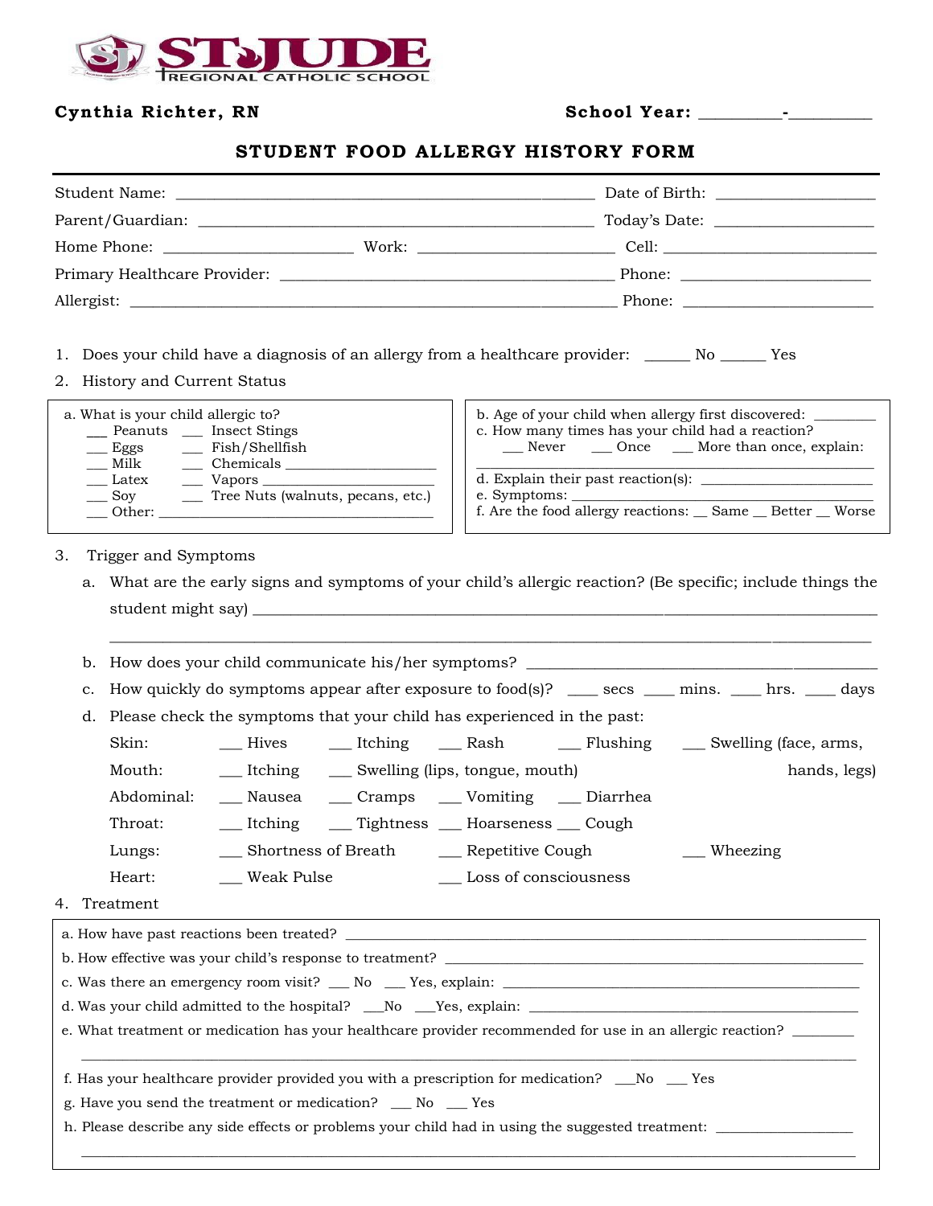ST JUDE REGIONAL CATHOLIC SCHOOL

**Cynthia Richter, RN** **School Year: _________-_________**

## STUDENT FOOD ALLERGY HISTORY FORM

Student Name: _______________________________________________ Date of Birth: __________________

Parent/Guardian: ____________________________________________ Today's Date: __________________

Home Phone: ______________________ Work: ______________________ Cell: _________________________

Primary Healthcare Provider: ______________________________________ Phone: ______________________

Allergist: ________________________________________________________ Phone: ______________________

1. Does your child have a diagnosis of an allergy from a healthcare provider: _____ No _____ Yes
2. History and Current Status

a. What is your child allergic to?
- ___ Peanuts
- ___ Insect Stings
- ___ Eggs
- ___ Fish/Shellfish
- ___ Milk
- ___ Chemicals ___________________
- ___ Latex
- ___ Vapors ______________________
- ___ Soy
- ___ Tree Nuts (walnuts, pecans, etc.)
- ___ Other: ________________________________

b. Age of your child when allergy first discovered: ________

c. How many times has your child had a reaction?
___ Never ___ Once ___ More than once, explain:
_____________________________________________

d. Explain their past reaction(s): ______________________

e. Symptoms: ______________________________________

f. Are the food allergy reactions: __ Same __ Better __ Worse

3. Trigger and Symptoms
   a. What are the early signs and symptoms of your child's allergic reaction? (Be specific; include things the student might say) ___________________________________________________________
   _______________________________________________________________________________________
   b. How does your child communicate his/her symptoms? ___________________________________________
   c. How quickly do symptoms appear after exposure to food(s)? ___ secs ___ mins. ___ hrs. ___ days
   d. Please check the symptoms that your child has experienced in the past:

| | | | | | |
|---|---|---|---|---|---|
| Skin: | ___ Hives | ___ Itching | ___ Rash | ___ Flushing | ___ Swelling (face, arms, hands, legs) |
| Mouth: | ___ Itching | ___ Swelling (lips, tongue, mouth) | | | |
| Abdominal: | ___ Nausea | ___ Cramps | ___ Vomiting | ___ Diarrhea | |
| Throat: | ___ Itching | ___ Tightness | ___ Hoarseness | ___ Cough | |
| Lungs: | ___ Shortness of Breath | | ___ Repetitive Cough | | ___ Wheezing |
| Heart: | ___ Weak Pulse | | ___ Loss of consciousness | | |

4. Treatment

a. How have past reactions been treated? ______________________________________________________

b. How effective was your child's response to treatment? _________________________________________

c. Was there an emergency room visit? ___ No ___ Yes, explain: ___________________________________

d. Was your child admitted to the hospital? ___No ___Yes, explain: ________________________________

e. What treatment or medication has your healthcare provider recommended for use in an allergic reaction? ________
_______________________________________________________________________________________

f. Has your healthcare provider provided you with a prescription for medication? ___No ___ Yes

g. Have you send the treatment or medication? ___ No ___ Yes

h. Please describe any side effects or problems your child had in using the suggested treatment: ______________
_______________________________________________________________________________________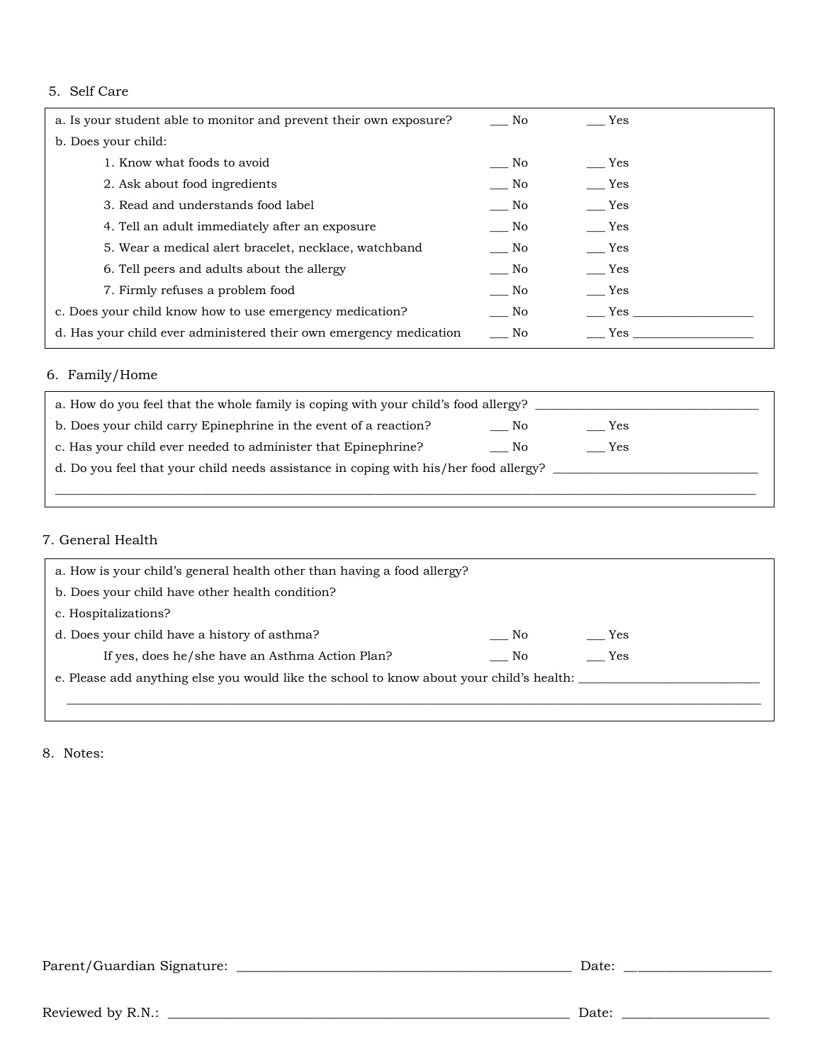5. Self Care

| | | |
|---|---|---|
| a. Is your student able to monitor and prevent their own exposure? | ___ No | ___ Yes |
| b. Does your child: | | |
| 1. Know what foods to avoid | ___ No | ___ Yes |
| 2. Ask about food ingredients | ___ No | ___ Yes |
| 3. Read and understands food label | ___ No | ___ Yes |
| 4. Tell an adult immediately after an exposure | ___ No | ___ Yes |
| 5. Wear a medical alert bracelet, necklace, watchband | ___ No | ___ Yes |
| 6. Tell peers and adults about the allergy | ___ No | ___ Yes |
| 7. Firmly refuses a problem food | ___ No | ___ Yes |
| c. Does your child know how to use emergency medication? | ___ No | ___ Yes __________________ |
| d. Has your child ever administered their own emergency medication | ___ No | ___ Yes __________________ |

6. Family/Home

a. How do you feel that the whole family is coping with your child's food allergy? ___________________________________

| | | |
|---|---|---|
| b. Does your child carry Epinephrine in the event of a reaction? | ___ No | ___ Yes |
| c. Has your child ever needed to administer that Epinephrine? | ___ No | ___ Yes |

d. Do you feel that your child needs assistance in coping with his/her food allergy? _______________________________

_____________________________________________________________________________________________________

7. General Health

a. How is your child's general health other than having a food allergy?

b. Does your child have other health condition?

c. Hospitalizations?

| | | |
|---|---|---|
| d. Does your child have a history of asthma? | ___ No | ___ Yes |
| If yes, does he/she have an Asthma Action Plan? | ___ No | ___ Yes |

e. Please add anything else you would like the school to know about your child's health: ___________________________

_____________________________________________________________________________________________________

8. Notes:

Parent/Guardian Signature: _________________________________________________ Date: ____________________

Reviewed by R.N.: __________________________________________________________ Date: ____________________